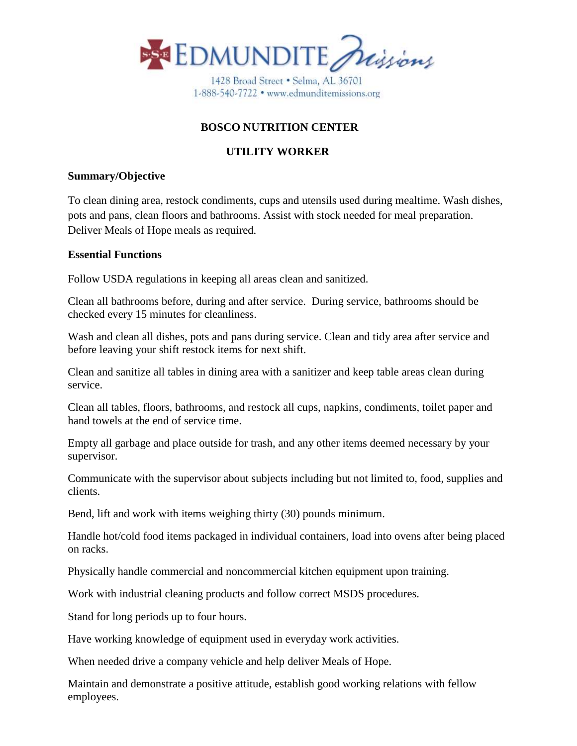EDMUNDITE Missions

1428 Broad Street • Selma, AL 36701
1-888-540-7722 • www.edmunditemissions.org

# BOSCO NUTRITION CENTER

## UTILITY WORKER

**Summary/Objective**

To clean dining area, restock condiments, cups and utensils used during mealtime. Wash dishes, pots and pans, clean floors and bathrooms. Assist with stock needed for meal preparation. Deliver Meals of Hope meals as required.

**Essential Functions**

Follow USDA regulations in keeping all areas clean and sanitized.

Clean all bathrooms before, during and after service. During service, bathrooms should be checked every 15 minutes for cleanliness.

Wash and clean all dishes, pots and pans during service. Clean and tidy area after service and before leaving your shift restock items for next shift.

Clean and sanitize all tables in dining area with a sanitizer and keep table areas clean during service.

Clean all tables, floors, bathrooms, and restock all cups, napkins, condiments, toilet paper and hand towels at the end of service time.

Empty all garbage and place outside for trash, and any other items deemed necessary by your supervisor.

Communicate with the supervisor about subjects including but not limited to, food, supplies and clients.

Bend, lift and work with items weighing thirty (30) pounds minimum.

Handle hot/cold food items packaged in individual containers, load into ovens after being placed on racks.

Physically handle commercial and noncommercial kitchen equipment upon training.

Work with industrial cleaning products and follow correct MSDS procedures.

Stand for long periods up to four hours.

Have working knowledge of equipment used in everyday work activities.

When needed drive a company vehicle and help deliver Meals of Hope.

Maintain and demonstrate a positive attitude, establish good working relations with fellow employees.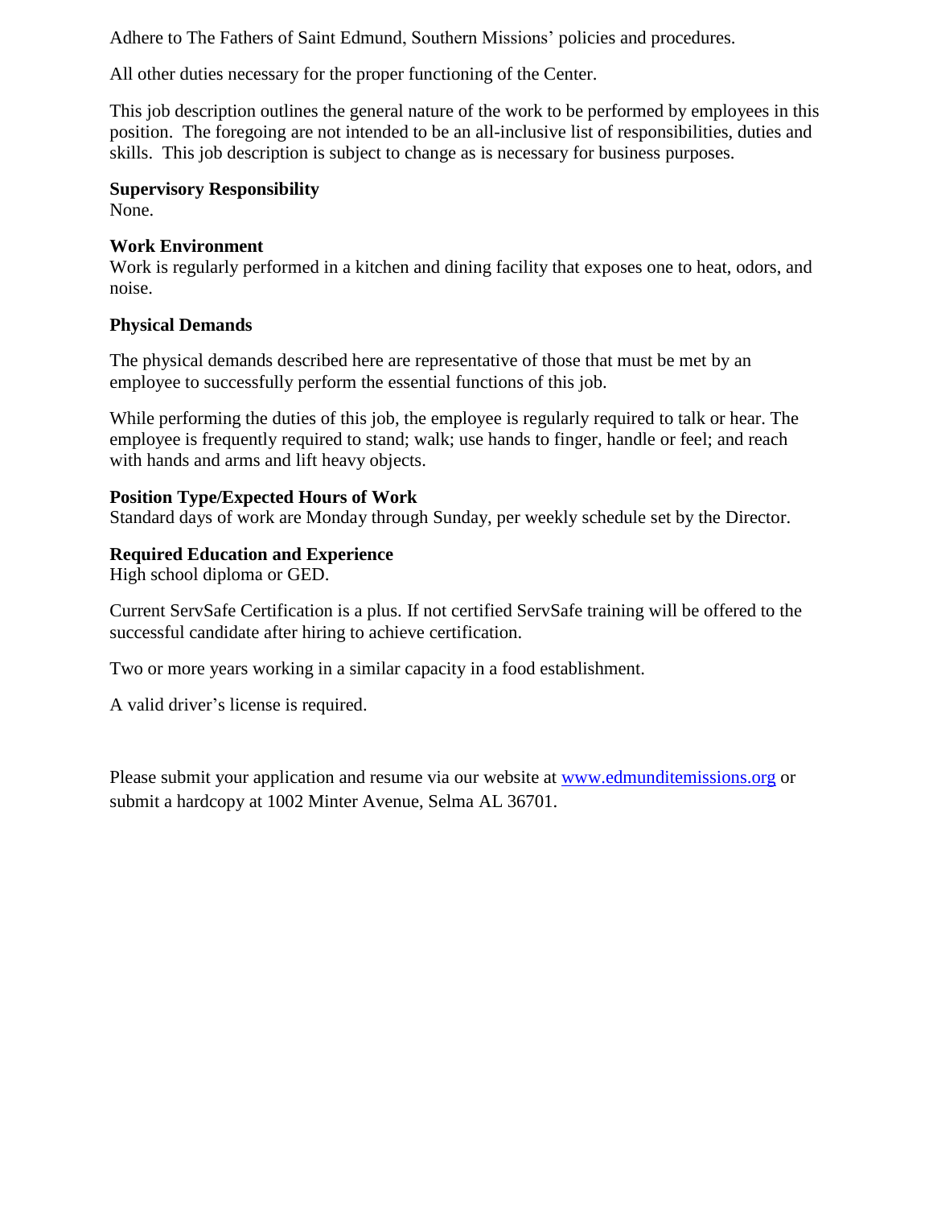Adhere to The Fathers of Saint Edmund, Southern Missions' policies and procedures.

All other duties necessary for the proper functioning of the Center.

This job description outlines the general nature of the work to be performed by employees in this position. The foregoing are not intended to be an all-inclusive list of responsibilities, duties and skills. This job description is subject to change as is necessary for business purposes.

**Supervisory Responsibility**
None.

**Work Environment**
Work is regularly performed in a kitchen and dining facility that exposes one to heat, odors, and noise.

**Physical Demands**

The physical demands described here are representative of those that must be met by an employee to successfully perform the essential functions of this job.

While performing the duties of this job, the employee is regularly required to talk or hear. The employee is frequently required to stand; walk; use hands to finger, handle or feel; and reach with hands and arms and lift heavy objects.

**Position Type/Expected Hours of Work**
Standard days of work are Monday through Sunday, per weekly schedule set by the Director.

**Required Education and Experience**
High school diploma or GED.

Current ServSafe Certification is a plus. If not certified ServSafe training will be offered to the successful candidate after hiring to achieve certification.

Two or more years working in a similar capacity in a food establishment.

A valid driver's license is required.

Please submit your application and resume via our website at www.edmunditemissions.org or submit a hardcopy at 1002 Minter Avenue, Selma AL 36701.